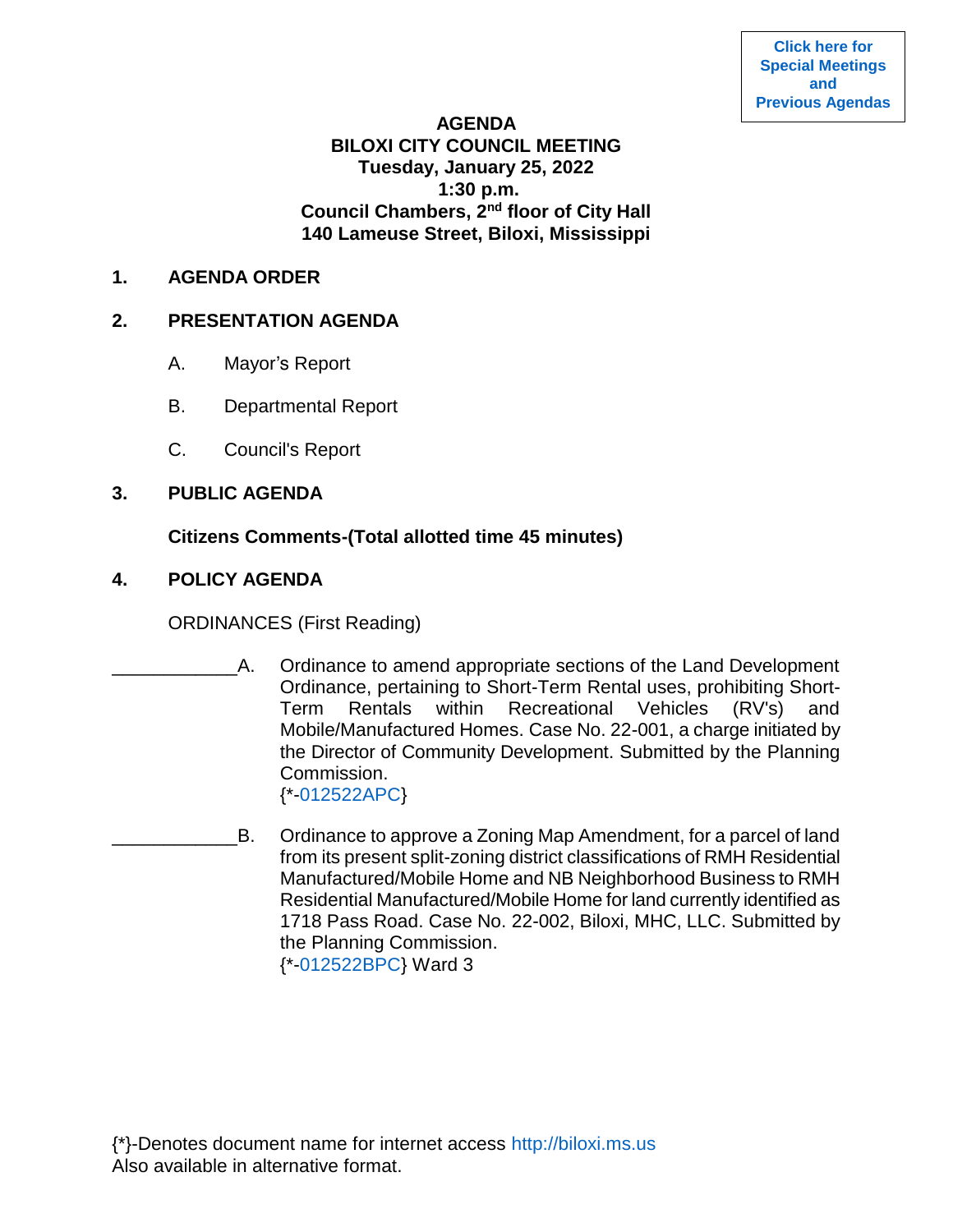Click here for Special Meetings and Previous Agendas

# AGENDA
# BILOXI CITY COUNCIL MEETING
## Tuesday, January 25, 2022
## 1:30 p.m.
## Council Chambers, 2nd floor of City Hall
## 140 Lameuse Street, Biloxi, Mississippi

**1. AGENDA ORDER**

**2. PRESENTATION AGENDA**

A. Mayor's Report

B. Departmental Report

C. Council's Report

**3. PUBLIC AGENDA**

**Citizens Comments-(Total allotted time 45 minutes)**

**4. POLICY AGENDA**

ORDINANCES (First Reading)

____________A. Ordinance to amend appropriate sections of the Land Development Ordinance, pertaining to Short-Term Rental uses, prohibiting Short-Term Rentals within Recreational Vehicles (RV's) and Mobile/Manufactured Homes. Case No. 22-001, a charge initiated by the Director of Community Development. Submitted by the Planning Commission.
{*-012522APC}

____________B. Ordinance to approve a Zoning Map Amendment, for a parcel of land from its present split-zoning district classifications of RMH Residential Manufactured/Mobile Home and NB Neighborhood Business to RMH Residential Manufactured/Mobile Home for land currently identified as 1718 Pass Road. Case No. 22-002, Biloxi, MHC, LLC. Submitted by the Planning Commission.
{*-012522BPC} Ward 3

{*}-Denotes document name for internet access http://biloxi.ms.us
Also available in alternative format.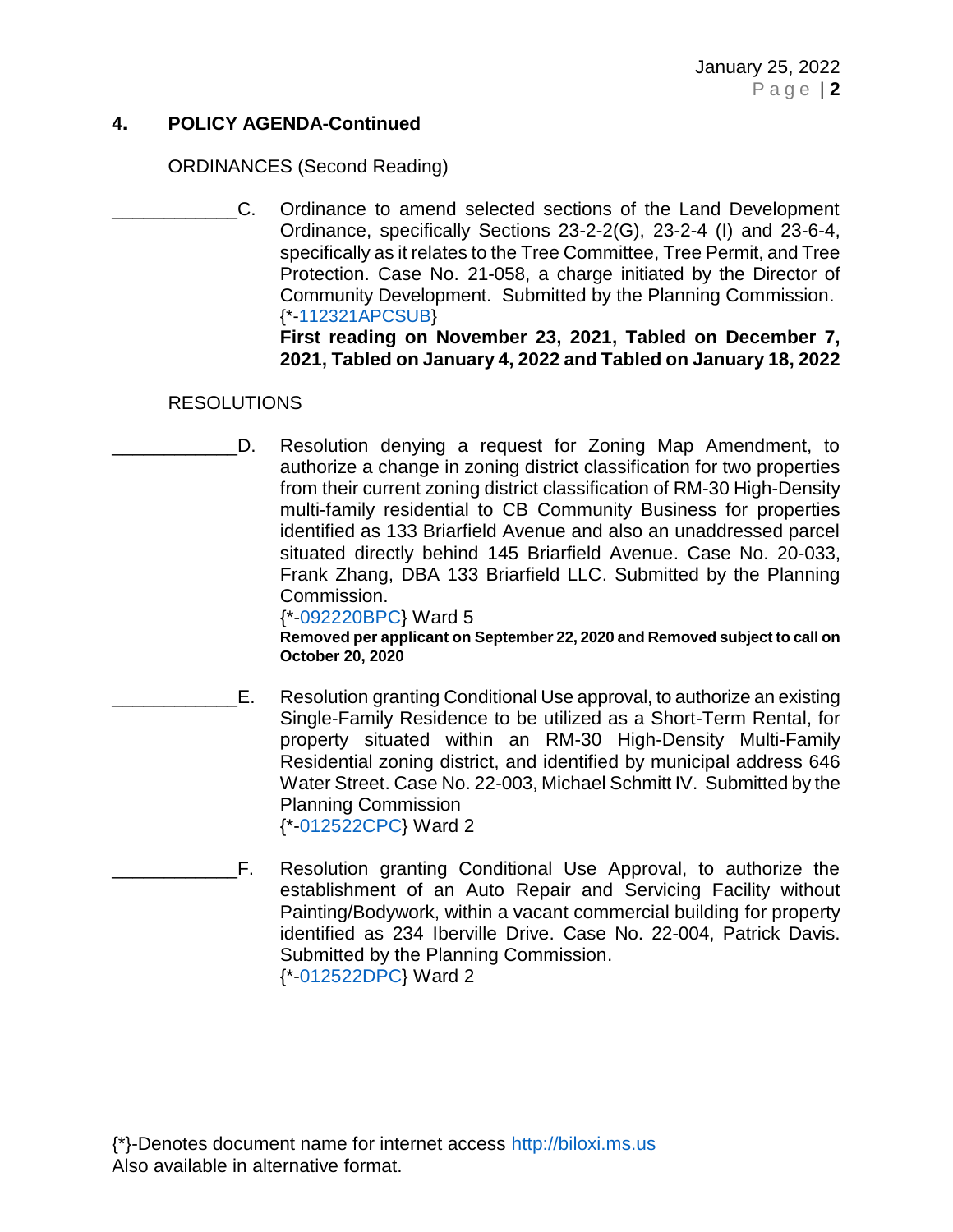## 4. POLICY AGENDA-Continued

ORDINANCES (Second Reading)

____________C. Ordinance to amend selected sections of the Land Development Ordinance, specifically Sections 23-2-2(G), 23-2-4 (I) and 23-6-4, specifically as it relates to the Tree Committee, Tree Permit, and Tree Protection. Case No. 21-058, a charge initiated by the Director of Community Development. Submitted by the Planning Commission. {*-112321APCSUB}
**First reading on November 23, 2021, Tabled on December 7, 2021, Tabled on January 4, 2022 and Tabled on January 18, 2022**

RESOLUTIONS

____________D. Resolution denying a request for Zoning Map Amendment, to authorize a change in zoning district classification for two properties from their current zoning district classification of RM-30 High-Density multi-family residential to CB Community Business for properties identified as 133 Briarfield Avenue and also an unaddressed parcel situated directly behind 145 Briarfield Avenue. Case No. 20-033, Frank Zhang, DBA 133 Briarfield LLC. Submitted by the Planning Commission.
{*-092220BPC} Ward 5
**Removed per applicant on September 22, 2020 and Removed subject to call on October 20, 2020**

____________E. Resolution granting Conditional Use approval, to authorize an existing Single-Family Residence to be utilized as a Short-Term Rental, for property situated within an RM-30 High-Density Multi-Family Residential zoning district, and identified by municipal address 646 Water Street. Case No. 22-003, Michael Schmitt IV. Submitted by the Planning Commission
{*-012522CPC} Ward 2

____________F. Resolution granting Conditional Use Approval, to authorize the establishment of an Auto Repair and Servicing Facility without Painting/Bodywork, within a vacant commercial building for property identified as 234 Iberville Drive. Case No. 22-004, Patrick Davis. Submitted by the Planning Commission.
{*-012522DPC} Ward 2

{*}-Denotes document name for internet access http://biloxi.ms.us
Also available in alternative format.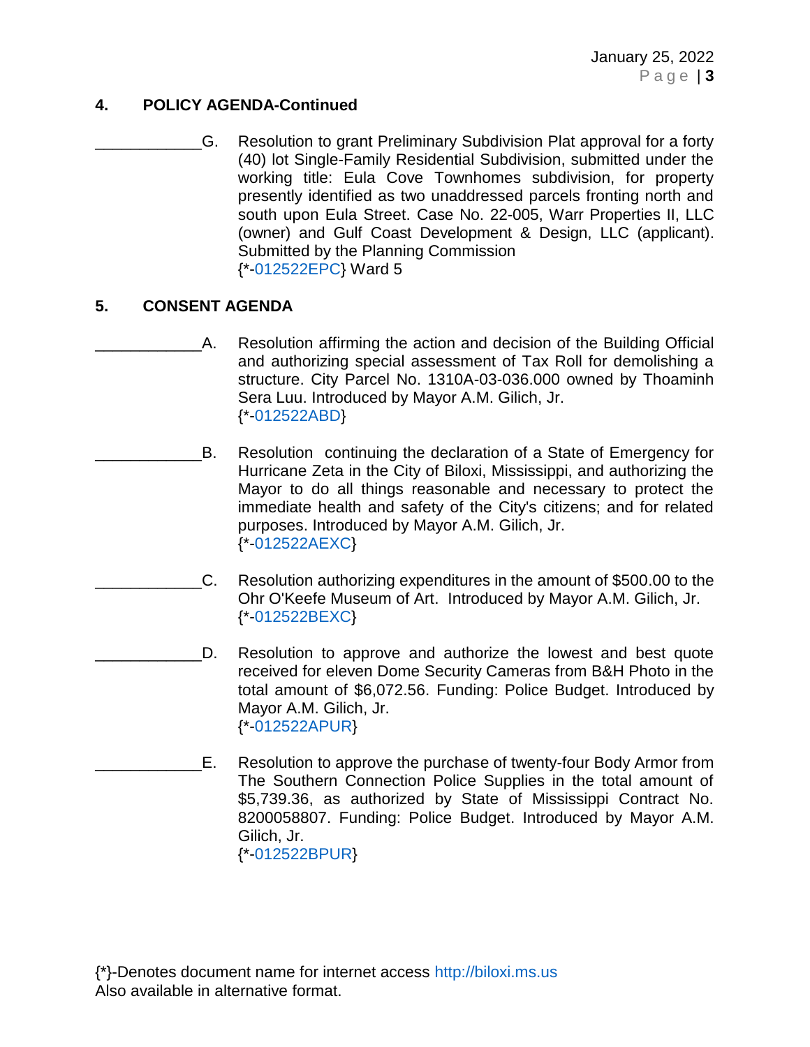## 4. POLICY AGENDA-Continued

____________G. Resolution to grant Preliminary Subdivision Plat approval for a forty (40) lot Single-Family Residential Subdivision, submitted under the working title: Eula Cove Townhomes subdivision, for property presently identified as two unaddressed parcels fronting north and south upon Eula Street. Case No. 22-005, Warr Properties II, LLC (owner) and Gulf Coast Development & Design, LLC (applicant). Submitted by the Planning Commission
{*-012522EPC} Ward 5

## 5. CONSENT AGENDA

____________A. Resolution affirming the action and decision of the Building Official and authorizing special assessment of Tax Roll for demolishing a structure. City Parcel No. 1310A-03-036.000 owned by Thoaminh Sera Luu. Introduced by Mayor A.M. Gilich, Jr.
{*-012522ABD}

____________B. Resolution continuing the declaration of a State of Emergency for Hurricane Zeta in the City of Biloxi, Mississippi, and authorizing the Mayor to do all things reasonable and necessary to protect the immediate health and safety of the City's citizens; and for related purposes. Introduced by Mayor A.M. Gilich, Jr.
{*-012522AEXC}

____________C. Resolution authorizing expenditures in the amount of $500.00 to the Ohr O'Keefe Museum of Art. Introduced by Mayor A.M. Gilich, Jr.
{*-012522BEXC}

____________D. Resolution to approve and authorize the lowest and best quote received for eleven Dome Security Cameras from B&H Photo in the total amount of $6,072.56. Funding: Police Budget. Introduced by Mayor A.M. Gilich, Jr.
{*-012522APUR}

____________E. Resolution to approve the purchase of twenty-four Body Armor from The Southern Connection Police Supplies in the total amount of $5,739.36, as authorized by State of Mississippi Contract No. 8200058807. Funding: Police Budget. Introduced by Mayor A.M. Gilich, Jr.
{*-012522BPUR}

{*}-Denotes document name for internet access http://biloxi.ms.us
Also available in alternative format.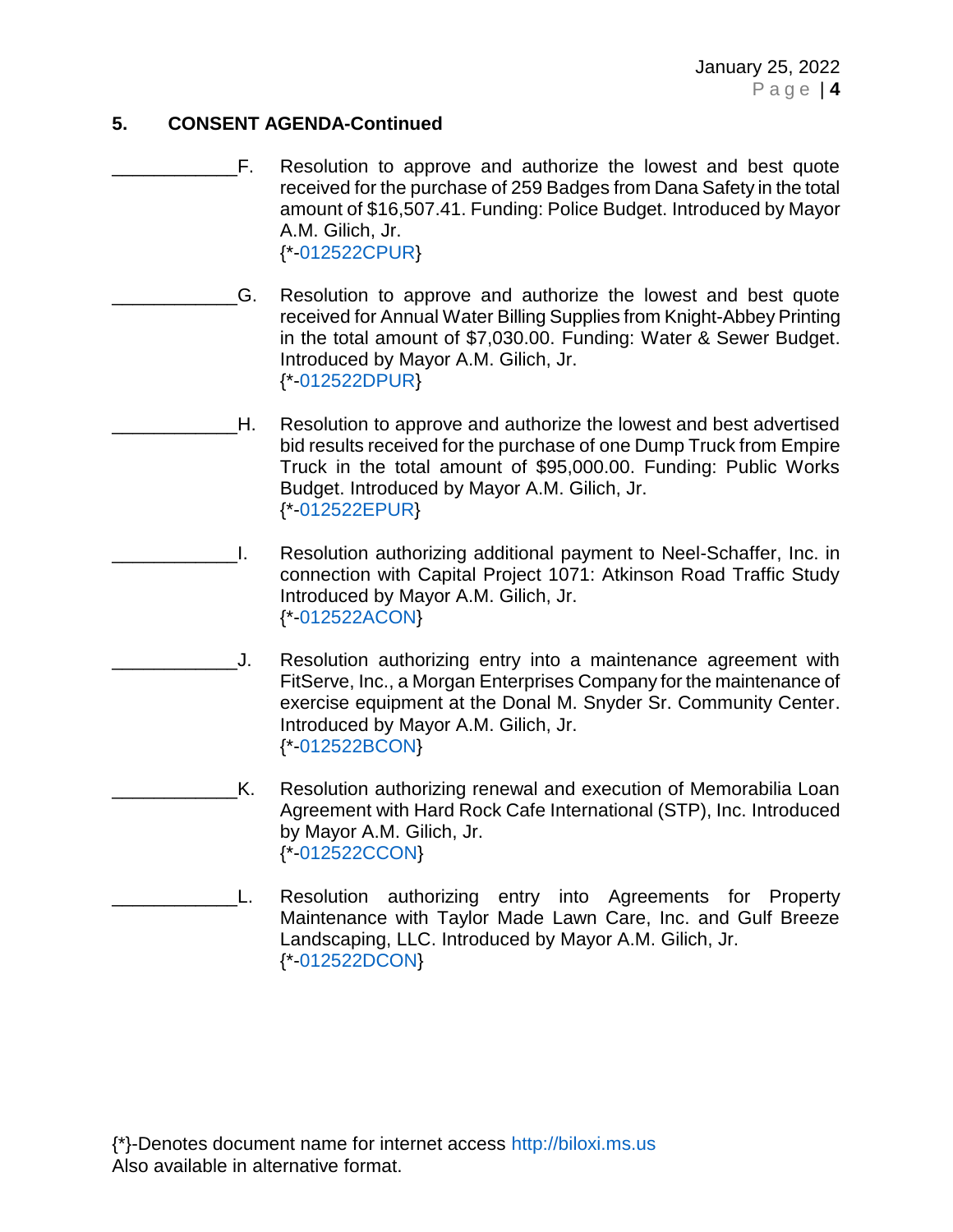## 5. CONSENT AGENDA-Continued

____________F. Resolution to approve and authorize the lowest and best quote received for the purchase of 259 Badges from Dana Safety in the total amount of $16,507.41. Funding: Police Budget. Introduced by Mayor A.M. Gilich, Jr.
{*-012522CPUR}

____________G. Resolution to approve and authorize the lowest and best quote received for Annual Water Billing Supplies from Knight-Abbey Printing in the total amount of $7,030.00. Funding: Water & Sewer Budget. Introduced by Mayor A.M. Gilich, Jr.
{*-012522DPUR}

____________H. Resolution to approve and authorize the lowest and best advertised bid results received for the purchase of one Dump Truck from Empire Truck in the total amount of $95,000.00. Funding: Public Works Budget. Introduced by Mayor A.M. Gilich, Jr.
{*-012522EPUR}

____________I. Resolution authorizing additional payment to Neel-Schaffer, Inc. in connection with Capital Project 1071: Atkinson Road Traffic Study Introduced by Mayor A.M. Gilich, Jr.
{*-012522ACON}

____________J. Resolution authorizing entry into a maintenance agreement with FitServe, Inc., a Morgan Enterprises Company for the maintenance of exercise equipment at the Donal M. Snyder Sr. Community Center. Introduced by Mayor A.M. Gilich, Jr.
{*-012522BCON}

____________K. Resolution authorizing renewal and execution of Memorabilia Loan Agreement with Hard Rock Cafe International (STP), Inc. Introduced by Mayor A.M. Gilich, Jr.
{*-012522CCON}

____________L. Resolution authorizing entry into Agreements for Property Maintenance with Taylor Made Lawn Care, Inc. and Gulf Breeze Landscaping, LLC. Introduced by Mayor A.M. Gilich, Jr.
{*-012522DCON}

{*}-Denotes document name for internet access http://biloxi.ms.us
Also available in alternative format.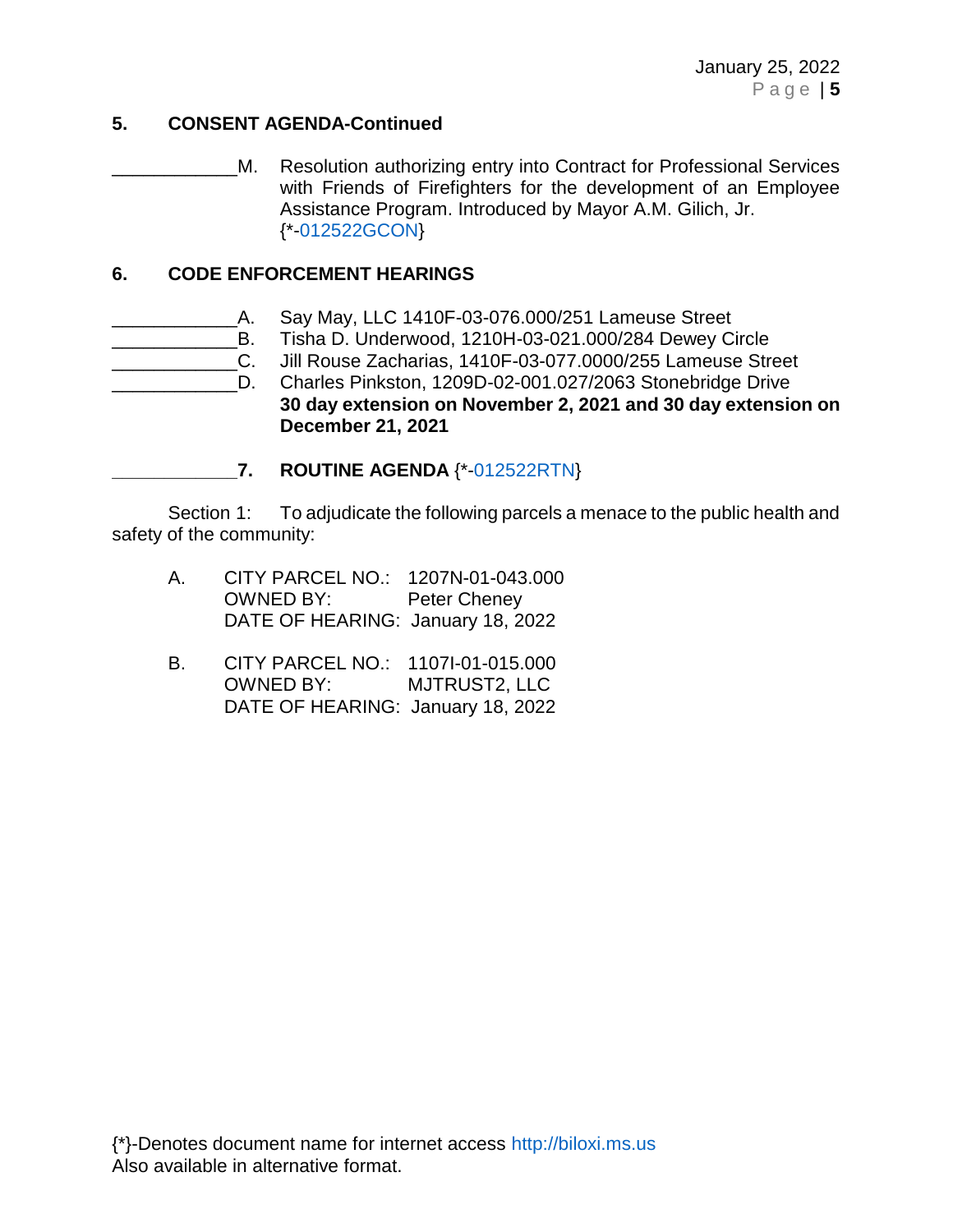## 5. CONSENT AGENDA-Continued

____________M. Resolution authorizing entry into Contract for Professional Services with Friends of Firefighters for the development of an Employee Assistance Program. Introduced by Mayor A.M. Gilich, Jr. {*-012522GCON}

## 6. CODE ENFORCEMENT HEARINGS

____________A. Say May, LLC 1410F-03-076.000/251 Lameuse Street
____________B. Tisha D. Underwood, 1210H-03-021.000/284 Dewey Circle
____________C. Jill Rouse Zacharias, 1410F-03-077.0000/255 Lameuse Street
____________D. Charles Pinkston, 1209D-02-001.027/2063 Stonebridge Drive
**30 day extension on November 2, 2021 and 30 day extension on December 21, 2021**

____________**7. ROUTINE AGENDA** {*-012522RTN}

Section 1: To adjudicate the following parcels a menace to the public health and safety of the community:

A. CITY PARCEL NO.: 1207N-01-043.000
OWNED BY: Peter Cheney
DATE OF HEARING: January 18, 2022

B. CITY PARCEL NO.: 1107I-01-015.000
OWNED BY: MJTRUST2, LLC
DATE OF HEARING: January 18, 2022

{*}-Denotes document name for internet access http://biloxi.ms.us
Also available in alternative format.